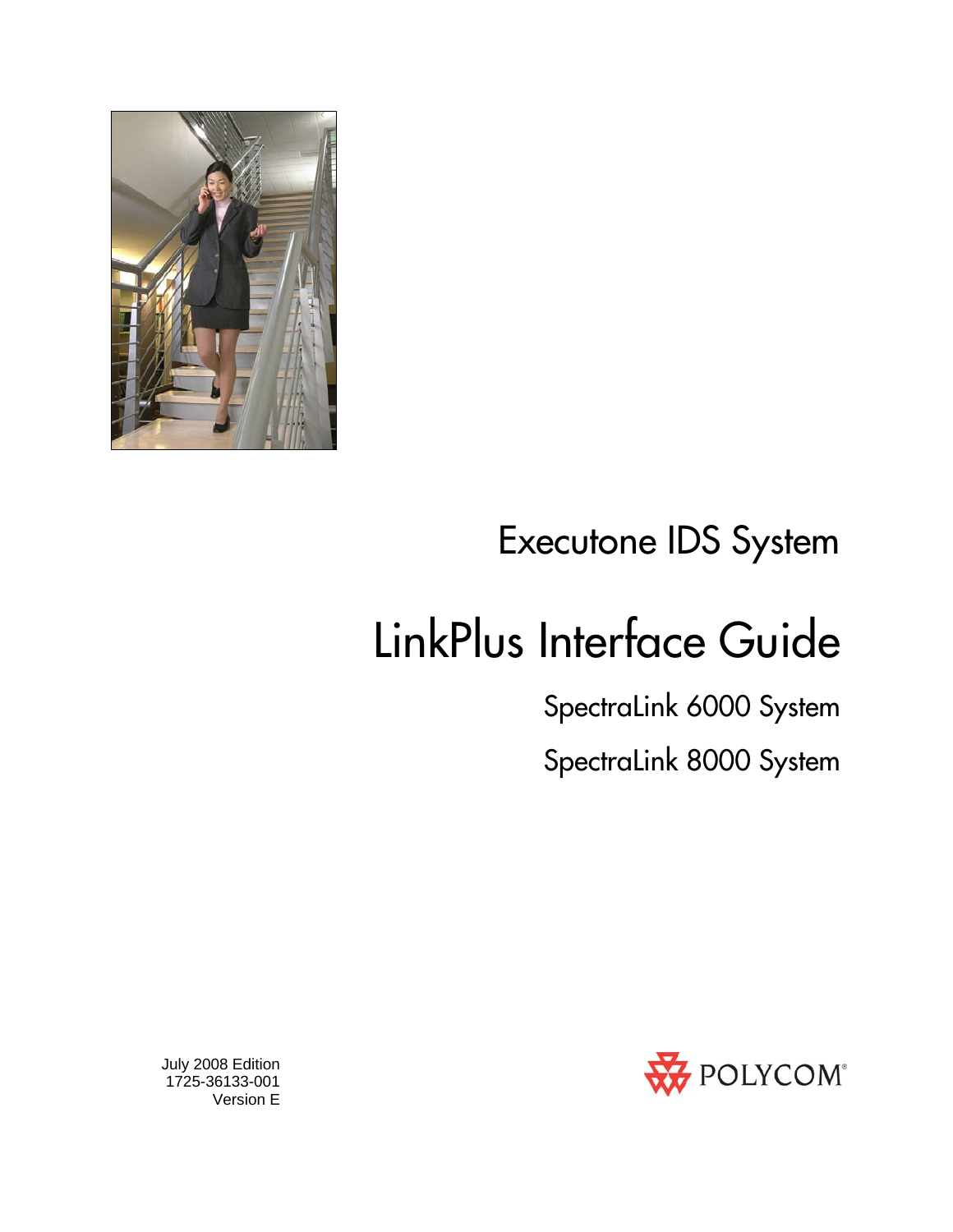# Executone IDS System

# LinkPlus Interface Guide

## SpectraLink 6000 System

## SpectraLink 8000 System

July 2008 Edition
1725-36133-001
Version E

POLYCOM®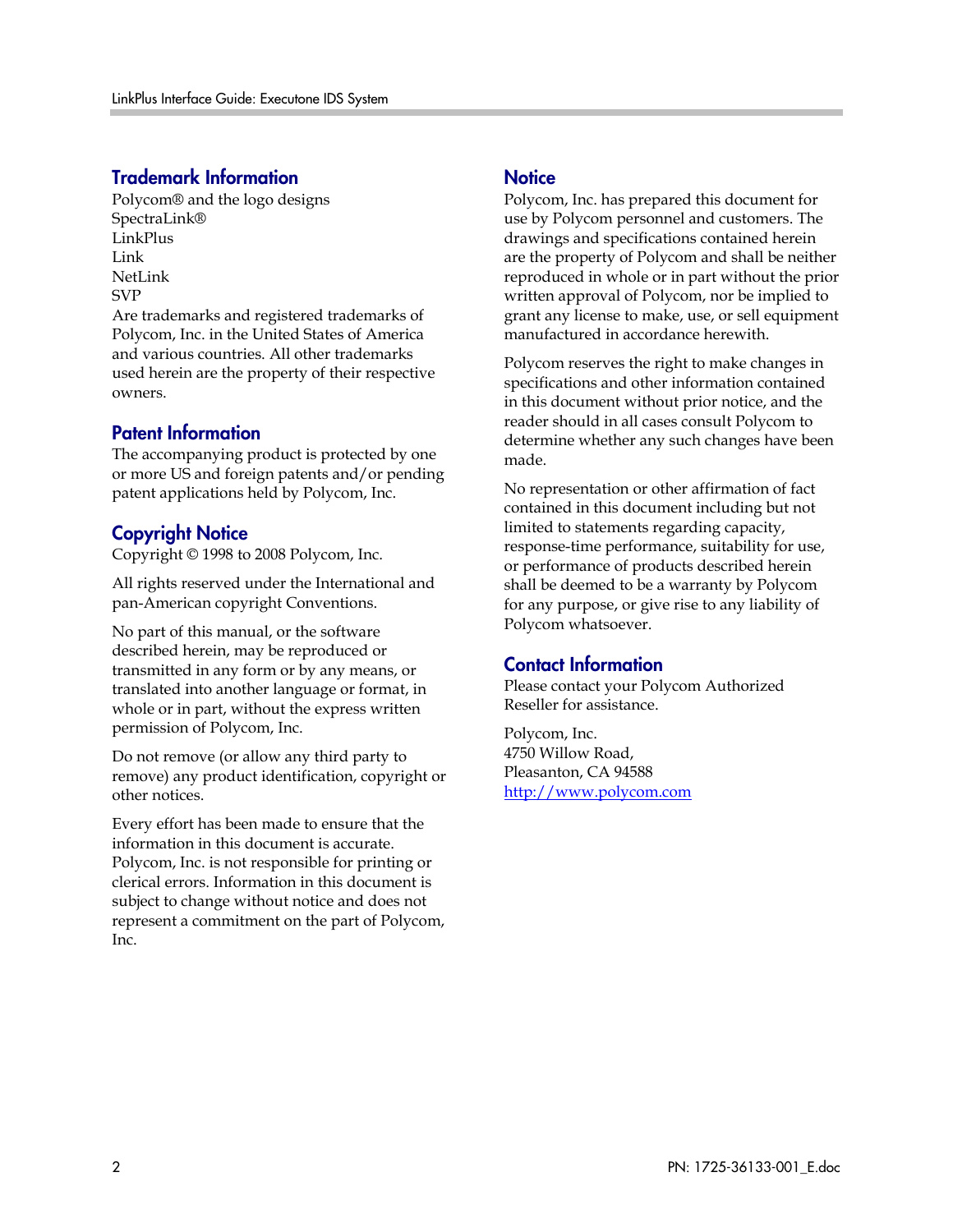## Trademark Information

Polycom® and the logo designs
SpectraLink®
LinkPlus
Link
NetLink
SVP
Are trademarks and registered trademarks of Polycom, Inc. in the United States of America and various countries. All other trademarks used herein are the property of their respective owners.

## Patent Information

The accompanying product is protected by one or more US and foreign patents and/or pending patent applications held by Polycom, Inc.

## Copyright Notice

Copyright © 1998 to 2008 Polycom, Inc.

All rights reserved under the International and pan-American copyright Conventions.

No part of this manual, or the software described herein, may be reproduced or transmitted in any form or by any means, or translated into another language or format, in whole or in part, without the express written permission of Polycom, Inc.

Do not remove (or allow any third party to remove) any product identification, copyright or other notices.

Every effort has been made to ensure that the information in this document is accurate. Polycom, Inc. is not responsible for printing or clerical errors. Information in this document is subject to change without notice and does not represent a commitment on the part of Polycom, Inc.

## Notice

Polycom, Inc. has prepared this document for use by Polycom personnel and customers. The drawings and specifications contained herein are the property of Polycom and shall be neither reproduced in whole or in part without the prior written approval of Polycom, nor be implied to grant any license to make, use, or sell equipment manufactured in accordance herewith.

Polycom reserves the right to make changes in specifications and other information contained in this document without prior notice, and the reader should in all cases consult Polycom to determine whether any such changes have been made.

No representation or other affirmation of fact contained in this document including but not limited to statements regarding capacity, response-time performance, suitability for use, or performance of products described herein shall be deemed to be a warranty by Polycom for any purpose, or give rise to any liability of Polycom whatsoever.

## Contact Information

Please contact your Polycom Authorized Reseller for assistance.

Polycom, Inc.
4750 Willow Road,
Pleasanton, CA 94588
[http://www.polycom.com](http://www.polycom.com)

PN: 1725-36133-001_E.doc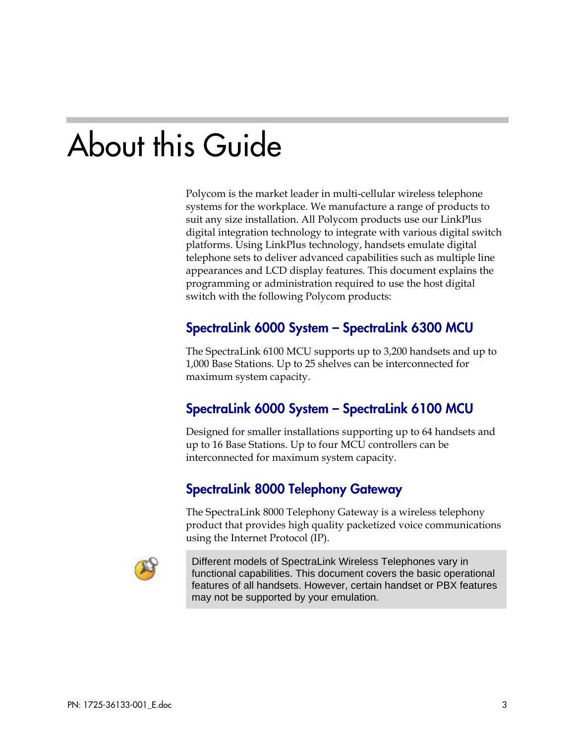# About this Guide

Polycom is the market leader in multi-cellular wireless telephone systems for the workplace. We manufacture a range of products to suit any size installation. All Polycom products use our LinkPlus digital integration technology to integrate with various digital switch platforms. Using LinkPlus technology, handsets emulate digital telephone sets to deliver advanced capabilities such as multiple line appearances and LCD display features. This document explains the programming or administration required to use the host digital switch with the following Polycom products:

## SpectraLink 6000 System – SpectraLink 6300 MCU

The SpectraLink 6100 MCU supports up to 3,200 handsets and up to 1,000 Base Stations. Up to 25 shelves can be interconnected for maximum system capacity.

## SpectraLink 6000 System – SpectraLink 6100 MCU

Designed for smaller installations supporting up to 64 handsets and up to 16 Base Stations. Up to four MCU controllers can be interconnected for maximum system capacity.

## SpectraLink 8000 Telephony Gateway

The SpectraLink 8000 Telephony Gateway is a wireless telephony product that provides high quality packetized voice communications using the Internet Protocol (IP).

> Different models of SpectraLink Wireless Telephones vary in functional capabilities. This document covers the basic operational features of all handsets. However, certain handset or PBX features may not be supported by your emulation.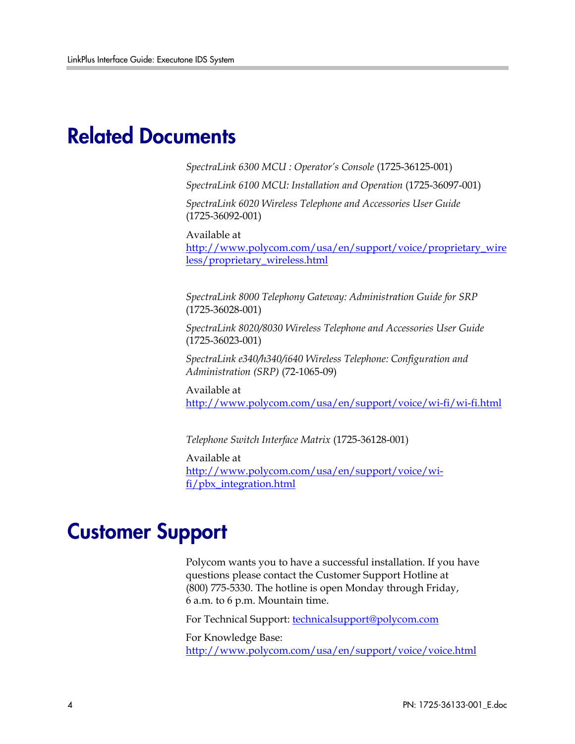# Related Documents

*SpectraLink 6300 MCU : Operator's Console* (1725-36125-001)

*SpectraLink 6100 MCU: Installation and Operation* (1725-36097-001)

*SpectraLink 6020 Wireless Telephone and Accessories User Guide* (1725-36092-001)

Available at
http://www.polycom.com/usa/en/support/voice/proprietary_wireless/proprietary_wireless.html

*SpectraLink 8000 Telephony Gateway: Administration Guide for SRP* (1725-36028-001)

*SpectraLink 8020/8030 Wireless Telephone and Accessories User Guide* (1725-36023-001)

*SpectraLink e340/h340/i640 Wireless Telephone: Configuration and Administration (SRP)* (72-1065-09)

Available at
http://www.polycom.com/usa/en/support/voice/wi-fi/wi-fi.html

*Telephone Switch Interface Matrix* (1725-36128-001)

Available at
http://www.polycom.com/usa/en/support/voice/wi-fi/pbx_integration.html

# Customer Support

Polycom wants you to have a successful installation. If you have questions please contact the Customer Support Hotline at (800) 775-5330. The hotline is open Monday through Friday, 6 a.m. to 6 p.m. Mountain time.

For Technical Support: technicalsupport@polycom.com

For Knowledge Base:
http://www.polycom.com/usa/en/support/voice/voice.html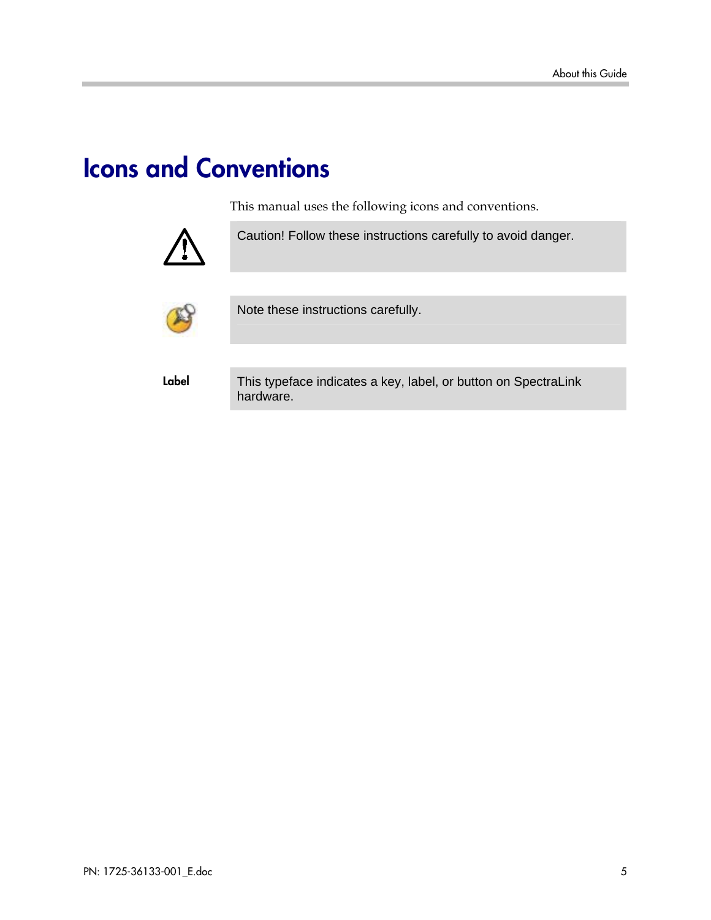# Icons and Conventions

This manual uses the following icons and conventions.

| | |
|---|---|
| | Caution! Follow these instructions carefully to avoid danger. |
| | Note these instructions carefully. |
| **Label** | This typeface indicates a key, label, or button on SpectraLink hardware. |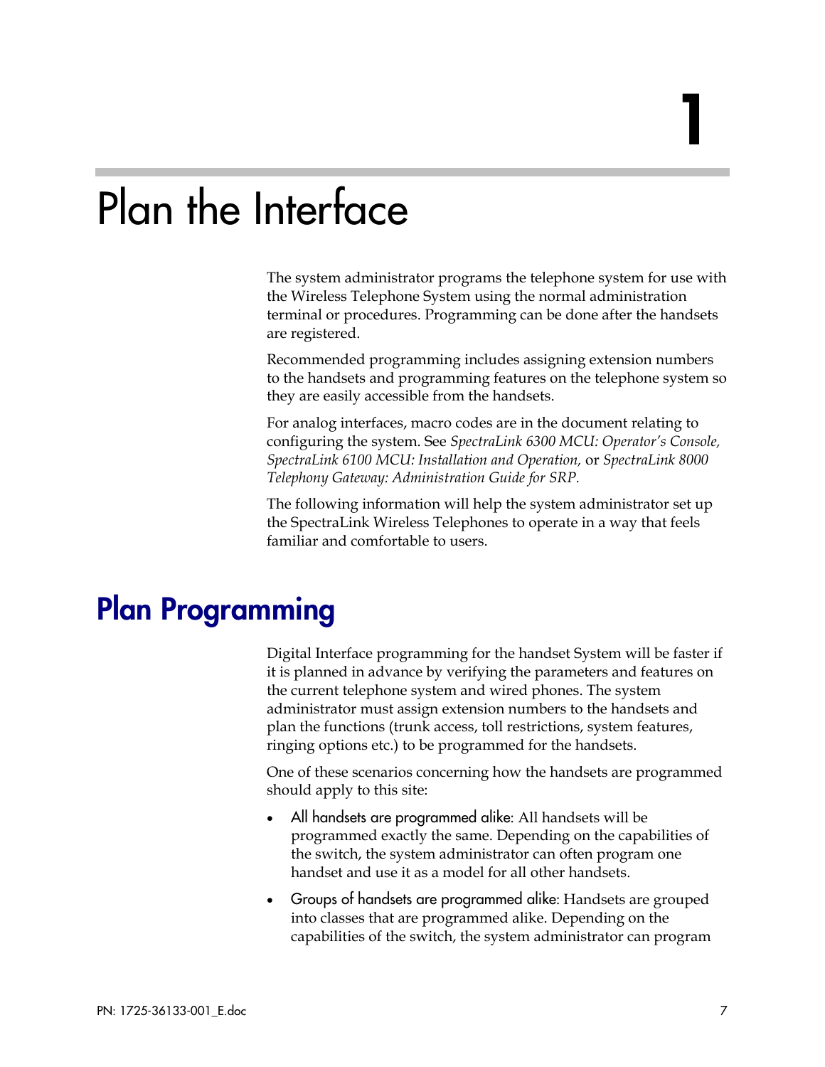# 1

# Plan the Interface

The system administrator programs the telephone system for use with the Wireless Telephone System using the normal administration terminal or procedures. Programming can be done after the handsets are registered.

Recommended programming includes assigning extension numbers to the handsets and programming features on the telephone system so they are easily accessible from the handsets.

For analog interfaces, macro codes are in the document relating to configuring the system. See *SpectraLink 6300 MCU: Operator's Console, SpectraLink 6100 MCU: Installation and Operation,* or *SpectraLink 8000 Telephony Gateway: Administration Guide for SRP.*

The following information will help the system administrator set up the SpectraLink Wireless Telephones to operate in a way that feels familiar and comfortable to users.

## Plan Programming

Digital Interface programming for the handset System will be faster if it is planned in advance by verifying the parameters and features on the current telephone system and wired phones. The system administrator must assign extension numbers to the handsets and plan the functions (trunk access, toll restrictions, system features, ringing options etc.) to be programmed for the handsets.

One of these scenarios concerning how the handsets are programmed should apply to this site:

- All handsets are programmed alike: All handsets will be programmed exactly the same. Depending on the capabilities of the switch, the system administrator can often program one handset and use it as a model for all other handsets.
- Groups of handsets are programmed alike: Handsets are grouped into classes that are programmed alike. Depending on the capabilities of the switch, the system administrator can program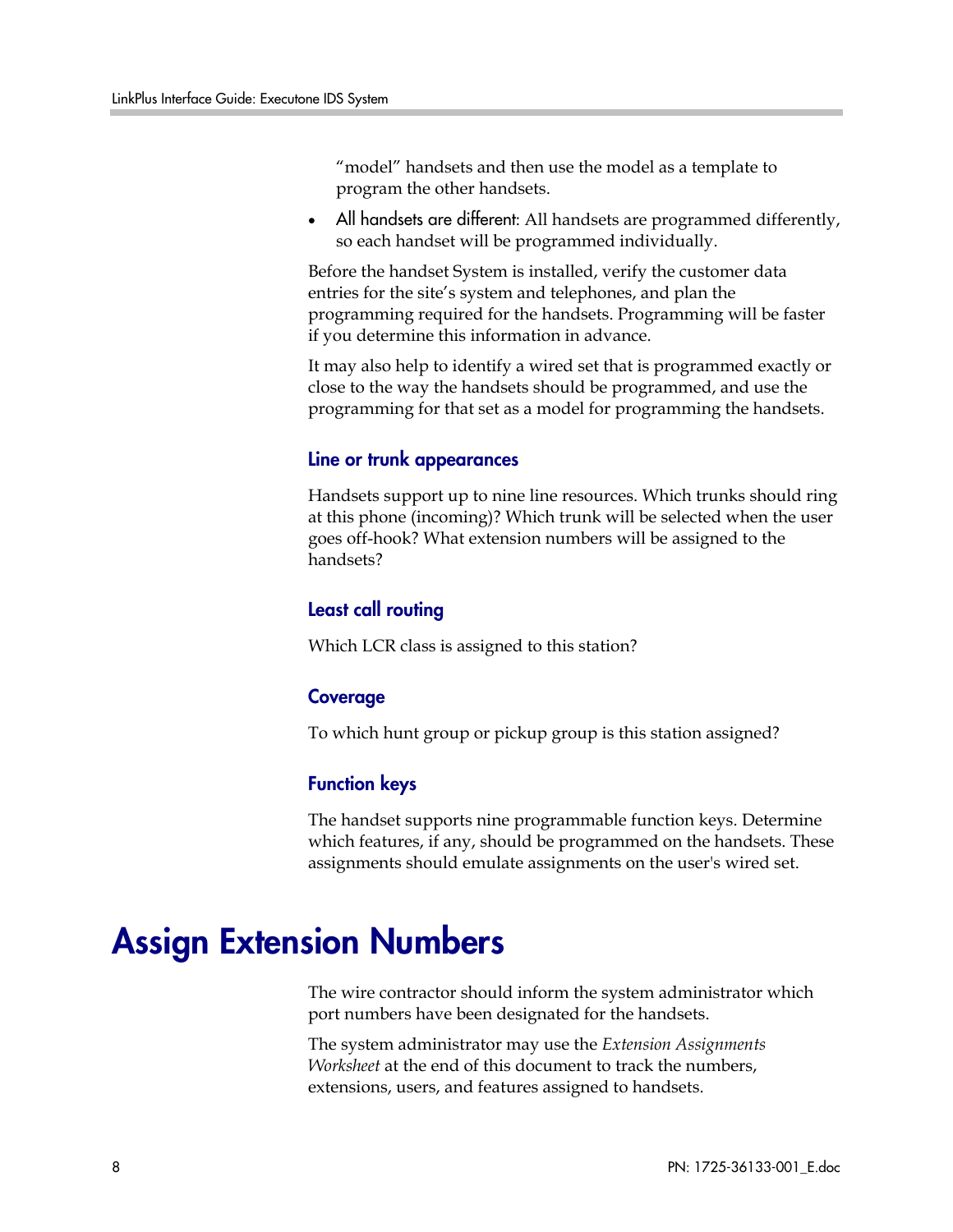"model" handsets and then use the model as a template to program the other handsets.

- All handsets are different: All handsets are programmed differently, so each handset will be programmed individually.

Before the handset System is installed, verify the customer data entries for the site's system and telephones, and plan the programming required for the handsets. Programming will be faster if you determine this information in advance.

It may also help to identify a wired set that is programmed exactly or close to the way the handsets should be programmed, and use the programming for that set as a model for programming the handsets.

### Line or trunk appearances

Handsets support up to nine line resources. Which trunks should ring at this phone (incoming)? Which trunk will be selected when the user goes off-hook? What extension numbers will be assigned to the handsets?

### Least call routing

Which LCR class is assigned to this station?

### Coverage

To which hunt group or pickup group is this station assigned?

### Function keys

The handset supports nine programmable function keys. Determine which features, if any, should be programmed on the handsets. These assignments should emulate assignments on the user's wired set.

# Assign Extension Numbers

The wire contractor should inform the system administrator which port numbers have been designated for the handsets.

The system administrator may use the *Extension Assignments Worksheet* at the end of this document to track the numbers, extensions, users, and features assigned to handsets.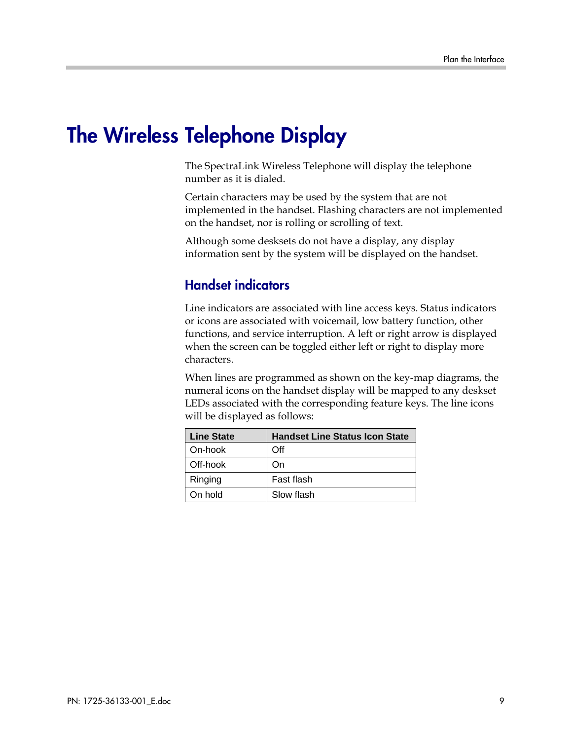# The Wireless Telephone Display

The SpectraLink Wireless Telephone will display the telephone number as it is dialed.

Certain characters may be used by the system that are not implemented in the handset. Flashing characters are not implemented on the handset, nor is rolling or scrolling of text.

Although some desksets do not have a display, any display information sent by the system will be displayed on the handset.

## Handset indicators

Line indicators are associated with line access keys. Status indicators or icons are associated with voicemail, low battery function, other functions, and service interruption. A left or right arrow is displayed when the screen can be toggled either left or right to display more characters.

When lines are programmed as shown on the key-map diagrams, the numeral icons on the handset display will be mapped to any deskset LEDs associated with the corresponding feature keys. The line icons will be displayed as follows:

| Line State | Handset Line Status Icon State |
| --- | --- |
| On-hook | Off |
| Off-hook | On |
| Ringing | Fast flash |
| On hold | Slow flash |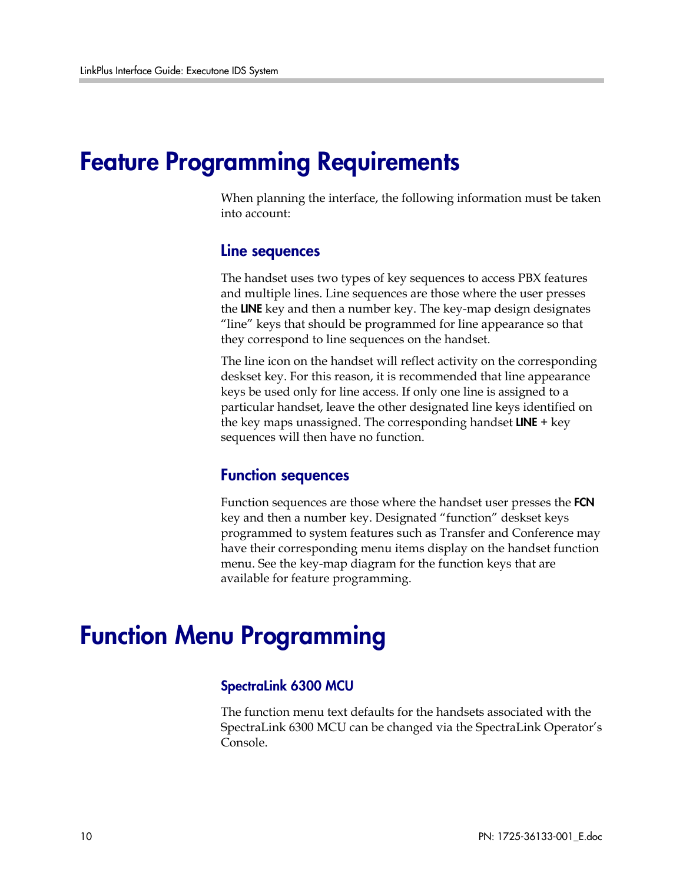# Feature Programming Requirements

When planning the interface, the following information must be taken into account:

## Line sequences

The handset uses two types of key sequences to access PBX features and multiple lines. Line sequences are those where the user presses the **LINE** key and then a number key. The key-map design designates "line" keys that should be programmed for line appearance so that they correspond to line sequences on the handset.

The line icon on the handset will reflect activity on the corresponding deskset key. For this reason, it is recommended that line appearance keys be used only for line access. If only one line is assigned to a particular handset, leave the other designated line keys identified on the key maps unassigned. The corresponding handset **LINE** + key sequences will then have no function.

## Function sequences

Function sequences are those where the handset user presses the **FCN** key and then a number key. Designated "function" deskset keys programmed to system features such as Transfer and Conference may have their corresponding menu items display on the handset function menu. See the key-map diagram for the function keys that are available for feature programming.

# Function Menu Programming

## SpectraLink 6300 MCU

The function menu text defaults for the handsets associated with the SpectraLink 6300 MCU can be changed via the SpectraLink Operator's Console.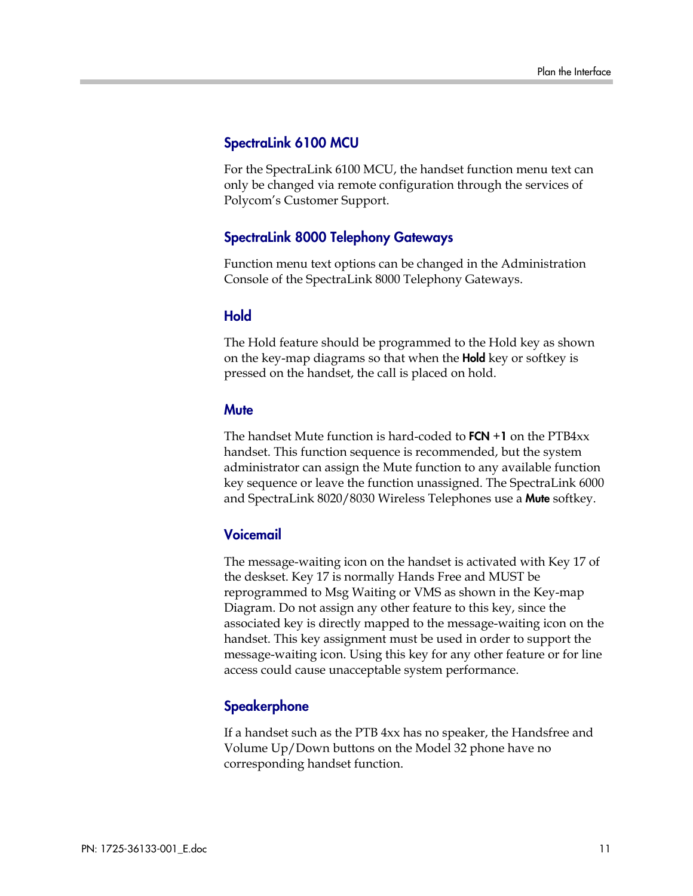### SpectraLink 6100 MCU

For the SpectraLink 6100 MCU, the handset function menu text can only be changed via remote configuration through the services of Polycom's Customer Support.

### SpectraLink 8000 Telephony Gateways

Function menu text options can be changed in the Administration Console of the SpectraLink 8000 Telephony Gateways.

### Hold

The Hold feature should be programmed to the Hold key as shown on the key-map diagrams so that when the **Hold** key or softkey is pressed on the handset, the call is placed on hold.

### Mute

The handset Mute function is hard-coded to **FCN +1** on the PTB4xx handset. This function sequence is recommended, but the system administrator can assign the Mute function to any available function key sequence or leave the function unassigned. The SpectraLink 6000 and SpectraLink 8020/8030 Wireless Telephones use a **Mute** softkey.

### Voicemail

The message-waiting icon on the handset is activated with Key 17 of the deskset. Key 17 is normally Hands Free and MUST be reprogrammed to Msg Waiting or VMS as shown in the Key-map Diagram. Do not assign any other feature to this key, since the associated key is directly mapped to the message-waiting icon on the handset. This key assignment must be used in order to support the message-waiting icon. Using this key for any other feature or for line access could cause unacceptable system performance.

### Speakerphone

If a handset such as the PTB 4xx has no speaker, the Handsfree and Volume Up/Down buttons on the Model 32 phone have no corresponding handset function.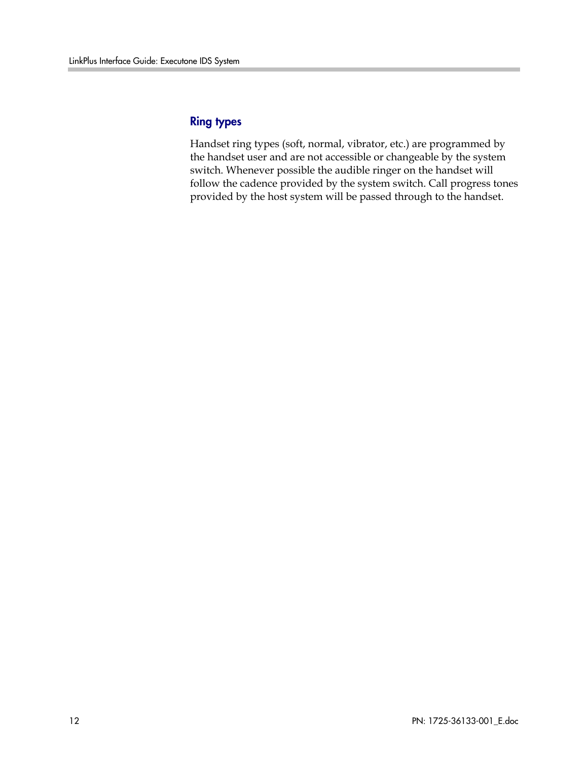## Ring types

Handset ring types (soft, normal, vibrator, etc.) are programmed by the handset user and are not accessible or changeable by the system switch. Whenever possible the audible ringer on the handset will follow the cadence provided by the system switch. Call progress tones provided by the host system will be passed through to the handset.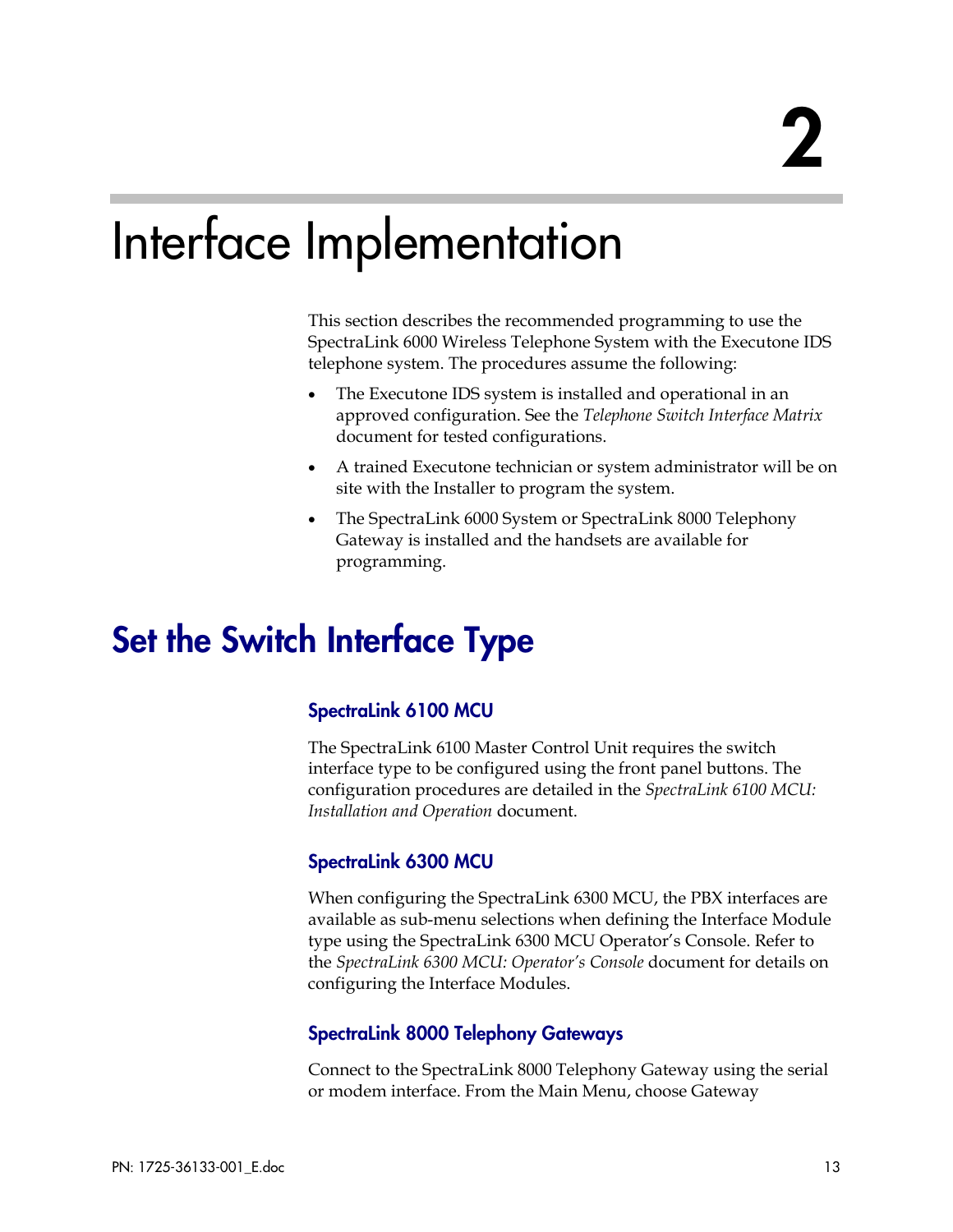# 2

# Interface Implementation

This section describes the recommended programming to use the SpectraLink 6000 Wireless Telephone System with the Executone IDS telephone system. The procedures assume the following:

- The Executone IDS system is installed and operational in an approved configuration. See the *Telephone Switch Interface Matrix* document for tested configurations.
- A trained Executone technician or system administrator will be on site with the Installer to program the system.
- The SpectraLink 6000 System or SpectraLink 8000 Telephony Gateway is installed and the handsets are available for programming.

## Set the Switch Interface Type

### SpectraLink 6100 MCU

The SpectraLink 6100 Master Control Unit requires the switch interface type to be configured using the front panel buttons. The configuration procedures are detailed in the *SpectraLink 6100 MCU: Installation and Operation* document.

### SpectraLink 6300 MCU

When configuring the SpectraLink 6300 MCU, the PBX interfaces are available as sub-menu selections when defining the Interface Module type using the SpectraLink 6300 MCU Operator's Console. Refer to the *SpectraLink 6300 MCU: Operator's Console* document for details on configuring the Interface Modules.

### SpectraLink 8000 Telephony Gateways

Connect to the SpectraLink 8000 Telephony Gateway using the serial or modem interface. From the Main Menu, choose Gateway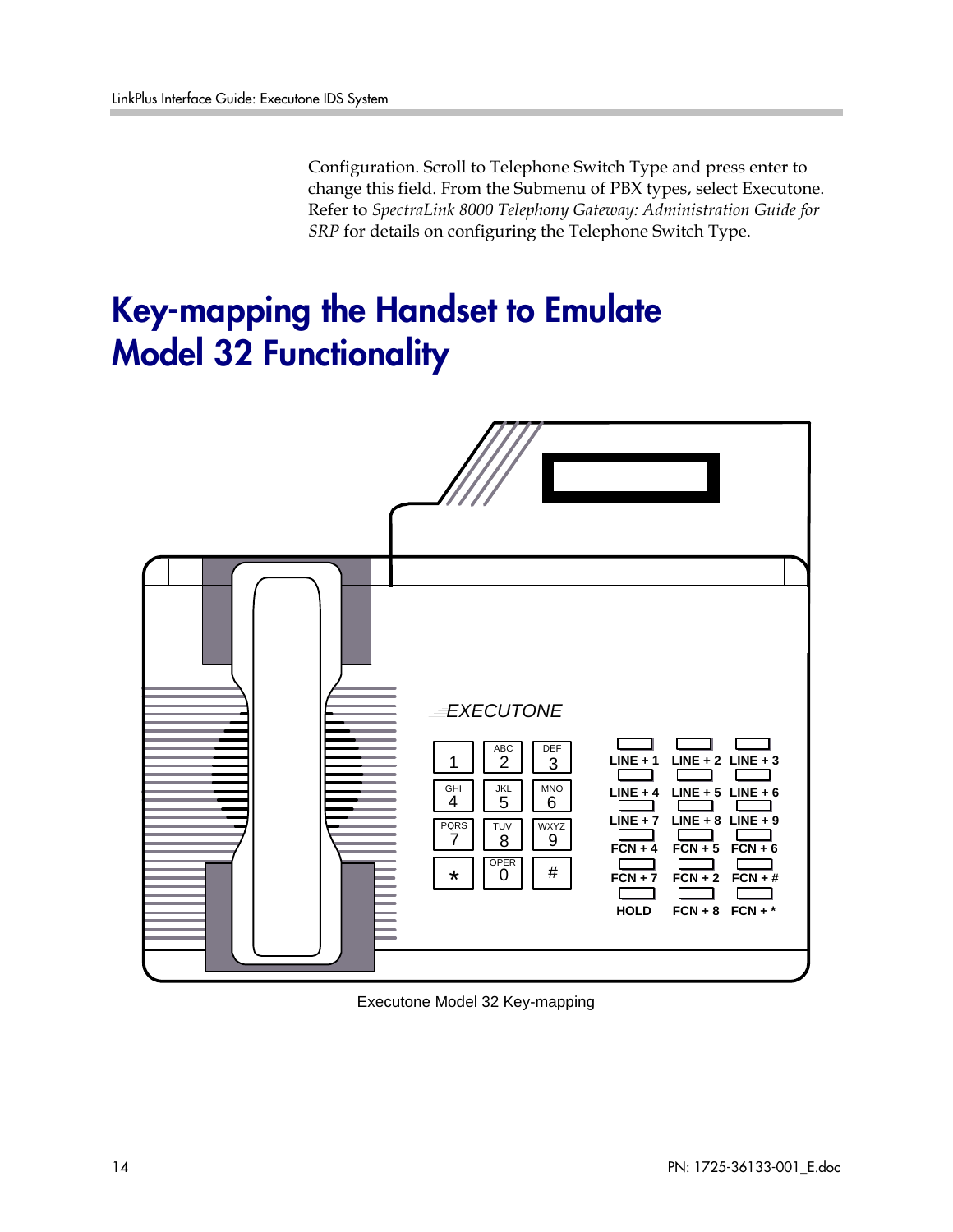Configuration. Scroll to Telephone Switch Type and press enter to change this field. From the Submenu of PBX types, select Executone. Refer to *SpectraLink 8000 Telephony Gateway: Administration Guide for SRP* for details on configuring the Telephone Switch Type.

# Key-mapping the Handset to Emulate Model 32 Functionality

Executone Model 32 Key-mapping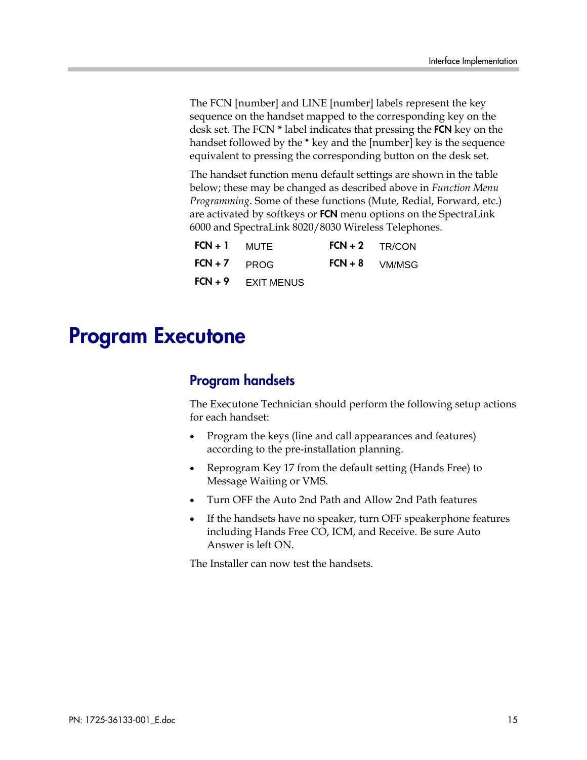The FCN [number] and LINE [number] labels represent the key sequence on the handset mapped to the corresponding key on the desk set. The FCN * label indicates that pressing the **FCN** key on the handset followed by the * key and the [number] key is the sequence equivalent to pressing the corresponding button on the desk set.

The handset function menu default settings are shown in the table below; these may be changed as described above in *Function Menu Programming*. Some of these functions (Mute, Redial, Forward, etc.) are activated by softkeys or **FCN** menu options on the SpectraLink 6000 and SpectraLink 8020/8030 Wireless Telephones.

| | | | |
|---|---|---|---|
| **FCN + 1** | MUTE | **FCN + 2** | TR/CON |
| **FCN + 7** | PROG | **FCN + 8** | VM/MSG |
| **FCN + 9** | EXIT MENUS | | |

# Program Executone

## Program handsets

The Executone Technician should perform the following setup actions for each handset:

- Program the keys (line and call appearances and features) according to the pre-installation planning.
- Reprogram Key 17 from the default setting (Hands Free) to Message Waiting or VMS.
- Turn OFF the Auto 2nd Path and Allow 2nd Path features
- If the handsets have no speaker, turn OFF speakerphone features including Hands Free CO, ICM, and Receive. Be sure Auto Answer is left ON.

The Installer can now test the handsets.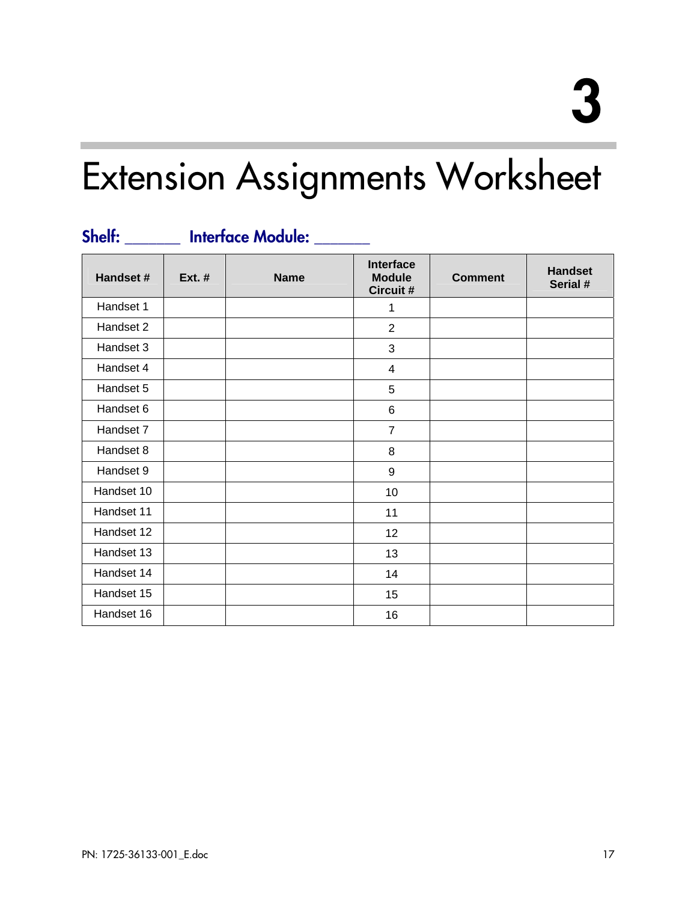# 3

# Extension Assignments Worksheet

**Shelf: \_\_\_\_\_\_\_ Interface Module: \_\_\_\_\_\_\_**

| Handset # | Ext. # | Name | Interface Module Circuit # | Comment | Handset Serial # |
|---|---|---|---|---|---|
| Handset 1 | | | 1 | | |
| Handset 2 | | | 2 | | |
| Handset 3 | | | 3 | | |
| Handset 4 | | | 4 | | |
| Handset 5 | | | 5 | | |
| Handset 6 | | | 6 | | |
| Handset 7 | | | 7 | | |
| Handset 8 | | | 8 | | |
| Handset 9 | | | 9 | | |
| Handset 10 | | | 10 | | |
| Handset 11 | | | 11 | | |
| Handset 12 | | | 12 | | |
| Handset 13 | | | 13 | | |
| Handset 14 | | | 14 | | |
| Handset 15 | | | 15 | | |
| Handset 16 | | | 16 | | |